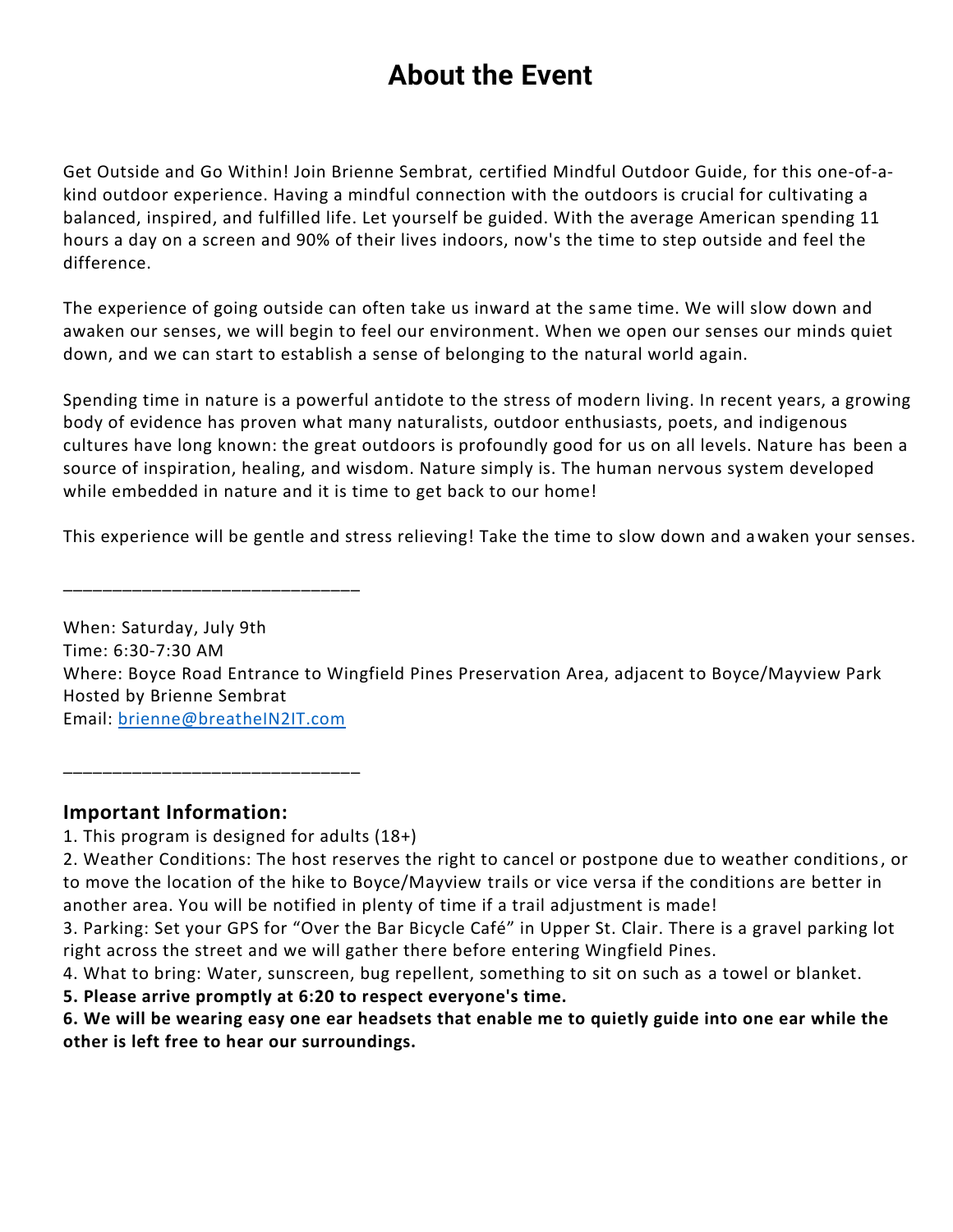# About the Event

Get Outside and Go Within! Join Brienne Sembrat, certified Mindful Outdoor Guide, for this one-of-a-kind outdoor experience. Having a mindful connection with the outdoors is crucial for cultivating a balanced, inspired, and fulfilled life. Let yourself be guided. With the average American spending 11 hours a day on a screen and 90% of their lives indoors, now's the time to step outside and feel the difference.

The experience of going outside can often take us inward at the same time. We will slow down and awaken our senses, we will begin to feel our environment. When we open our senses our minds quiet down, and we can start to establish a sense of belonging to the natural world again.

Spending time in nature is a powerful antidote to the stress of modern living. In recent years, a growing body of evidence has proven what many naturalists, outdoor enthusiasts, poets, and indigenous cultures have long known: the great outdoors is profoundly good for us on all levels. Nature has been a source of inspiration, healing, and wisdom. Nature simply is. The human nervous system developed while embedded in nature and it is time to get back to our home!

This experience will be gentle and stress relieving! Take the time to slow down and awaken your senses.

_____________________________

When: Saturday, July 9th
Time: 6:30-7:30 AM
Where: Boyce Road Entrance to Wingfield Pines Preservation Area, adjacent to Boyce/Mayview Park
Hosted by Brienne Sembrat
Email: brienne@breatheIN2IT.com

_____________________________

### Important Information:

1. This program is designed for adults (18+)
2. Weather Conditions: The host reserves the right to cancel or postpone due to weather conditions, or to move the location of the hike to Boyce/Mayview trails or vice versa if the conditions are better in another area. You will be notified in plenty of time if a trail adjustment is made!
3. Parking: Set your GPS for "Over the Bar Bicycle Café" in Upper St. Clair. There is a gravel parking lot right across the street and we will gather there before entering Wingfield Pines.
4. What to bring: Water, sunscreen, bug repellent, something to sit on such as a towel or blanket.
5. **Please arrive promptly at 6:20 to respect everyone's time.**
6. **We will be wearing easy one ear headsets that enable me to quietly guide into one ear while the other is left free to hear our surroundings.**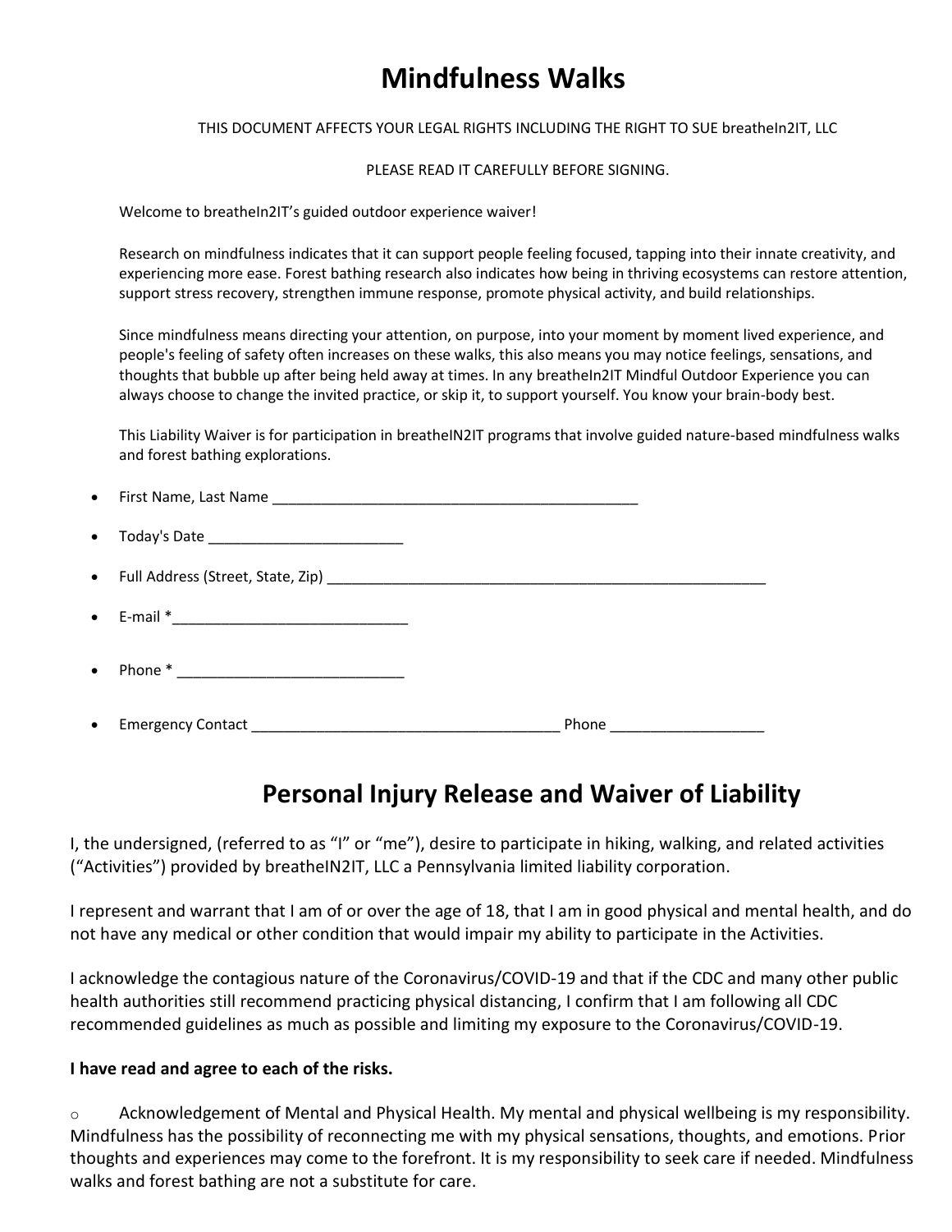# Mindfulness Walks

THIS DOCUMENT AFFECTS YOUR LEGAL RIGHTS INCLUDING THE RIGHT TO SUE breatheIn2IT, LLC

PLEASE READ IT CAREFULLY BEFORE SIGNING.

Welcome to breatheIn2IT's guided outdoor experience waiver!

Research on mindfulness indicates that it can support people feeling focused, tapping into their innate creativity, and experiencing more ease. Forest bathing research also indicates how being in thriving ecosystems can restore attention, support stress recovery, strengthen immune response, promote physical activity, and build relationships.

Since mindfulness means directing your attention, on purpose, into your moment by moment lived experience, and people's feeling of safety often increases on these walks, this also means you may notice feelings, sensations, and thoughts that bubble up after being held away at times. In any breatheIn2IT Mindful Outdoor Experience you can always choose to change the invited practice, or skip it, to support yourself. You know your brain-body best.

This Liability Waiver is for participation in breatheIN2IT programs that involve guided nature-based mindfulness walks and forest bathing explorations.

- First Name, Last Name _______________________________________________
- Today's Date ________________________
- Full Address (Street, State, Zip) ________________________________________________________
- E-mail *_____________________________
- Phone * ____________________________
- Emergency Contact ______________________________________ Phone ___________________

## Personal Injury Release and Waiver of Liability

I, the undersigned, (referred to as "I" or "me"), desire to participate in hiking, walking, and related activities ("Activities") provided by breatheIN2IT, LLC a Pennsylvania limited liability corporation.

I represent and warrant that I am of or over the age of 18, that I am in good physical and mental health, and do not have any medical or other condition that would impair my ability to participate in the Activities.

I acknowledge the contagious nature of the Coronavirus/COVID-19 and that if the CDC and many other public health authorities still recommend practicing physical distancing, I confirm that I am following all CDC recommended guidelines as much as possible and limiting my exposure to the Coronavirus/COVID-19.

**I have read and agree to each of the risks.**

- Acknowledgement of Mental and Physical Health. My mental and physical wellbeing is my responsibility. Mindfulness has the possibility of reconnecting me with my physical sensations, thoughts, and emotions. Prior thoughts and experiences may come to the forefront. It is my responsibility to seek care if needed. Mindfulness walks and forest bathing are not a substitute for care.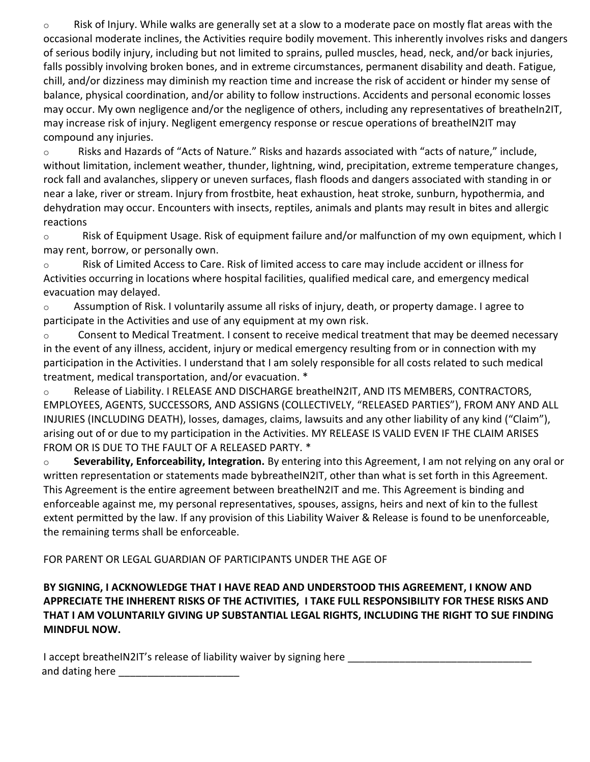- Risk of Injury. While walks are generally set at a slow to a moderate pace on mostly flat areas with the occasional moderate inclines, the Activities require bodily movement. This inherently involves risks and dangers of serious bodily injury, including but not limited to sprains, pulled muscles, head, neck, and/or back injuries, falls possibly involving broken bones, and in extreme circumstances, permanent disability and death. Fatigue, chill, and/or dizziness may diminish my reaction time and increase the risk of accident or hinder my sense of balance, physical coordination, and/or ability to follow instructions. Accidents and personal economic losses may occur. My own negligence and/or the negligence of others, including any representatives of breatheIn2IT, may increase risk of injury. Negligent emergency response or rescue operations of breatheIN2IT may compound any injuries.
- Risks and Hazards of "Acts of Nature." Risks and hazards associated with "acts of nature," include, without limitation, inclement weather, thunder, lightning, wind, precipitation, extreme temperature changes, rock fall and avalanches, slippery or uneven surfaces, flash floods and dangers associated with standing in or near a lake, river or stream. Injury from frostbite, heat exhaustion, heat stroke, sunburn, hypothermia, and dehydration may occur. Encounters with insects, reptiles, animals and plants may result in bites and allergic reactions
- Risk of Equipment Usage. Risk of equipment failure and/or malfunction of my own equipment, which I may rent, borrow, or personally own.
- Risk of Limited Access to Care. Risk of limited access to care may include accident or illness for Activities occurring in locations where hospital facilities, qualified medical care, and emergency medical evacuation may delayed.
- Assumption of Risk. I voluntarily assume all risks of injury, death, or property damage. I agree to participate in the Activities and use of any equipment at my own risk.
- Consent to Medical Treatment. I consent to receive medical treatment that may be deemed necessary in the event of any illness, accident, injury or medical emergency resulting from or in connection with my participation in the Activities. I understand that I am solely responsible for all costs related to such medical treatment, medical transportation, and/or evacuation. *
- Release of Liability. I RELEASE AND DISCHARGE breatheIN2IT, AND ITS MEMBERS, CONTRACTORS, EMPLOYEES, AGENTS, SUCCESSORS, AND ASSIGNS (COLLECTIVELY, "RELEASED PARTIES"), FROM ANY AND ALL INJURIES (INCLUDING DEATH), losses, damages, claims, lawsuits and any other liability of any kind ("Claim"), arising out of or due to my participation in the Activities. MY RELEASE IS VALID EVEN IF THE CLAIM ARISES FROM OR IS DUE TO THE FAULT OF A RELEASED PARTY. *
- **Severability, Enforceability, Integration.** By entering into this Agreement, I am not relying on any oral or written representation or statements made bybreatheIN2IT, other than what is set forth in this Agreement. This Agreement is the entire agreement between breatheIN2IT and me. This Agreement is binding and enforceable against me, my personal representatives, spouses, assigns, heirs and next of kin to the fullest extent permitted by the law. If any provision of this Liability Waiver & Release is found to be unenforceable, the remaining terms shall be enforceable.

FOR PARENT OR LEGAL GUARDIAN OF PARTICIPANTS UNDER THE AGE OF

**BY SIGNING, I ACKNOWLEDGE THAT I HAVE READ AND UNDERSTOOD THIS AGREEMENT, I KNOW AND APPRECIATE THE INHERENT RISKS OF THE ACTIVITIES, I TAKE FULL RESPONSIBILITY FOR THESE RISKS AND THAT I AM VOLUNTARILY GIVING UP SUBSTANTIAL LEGAL RIGHTS, INCLUDING THE RIGHT TO SUE FINDING MINDFUL NOW.**

I accept breatheIN2IT's release of liability waiver by signing here ________________________________
and dating here _____________________